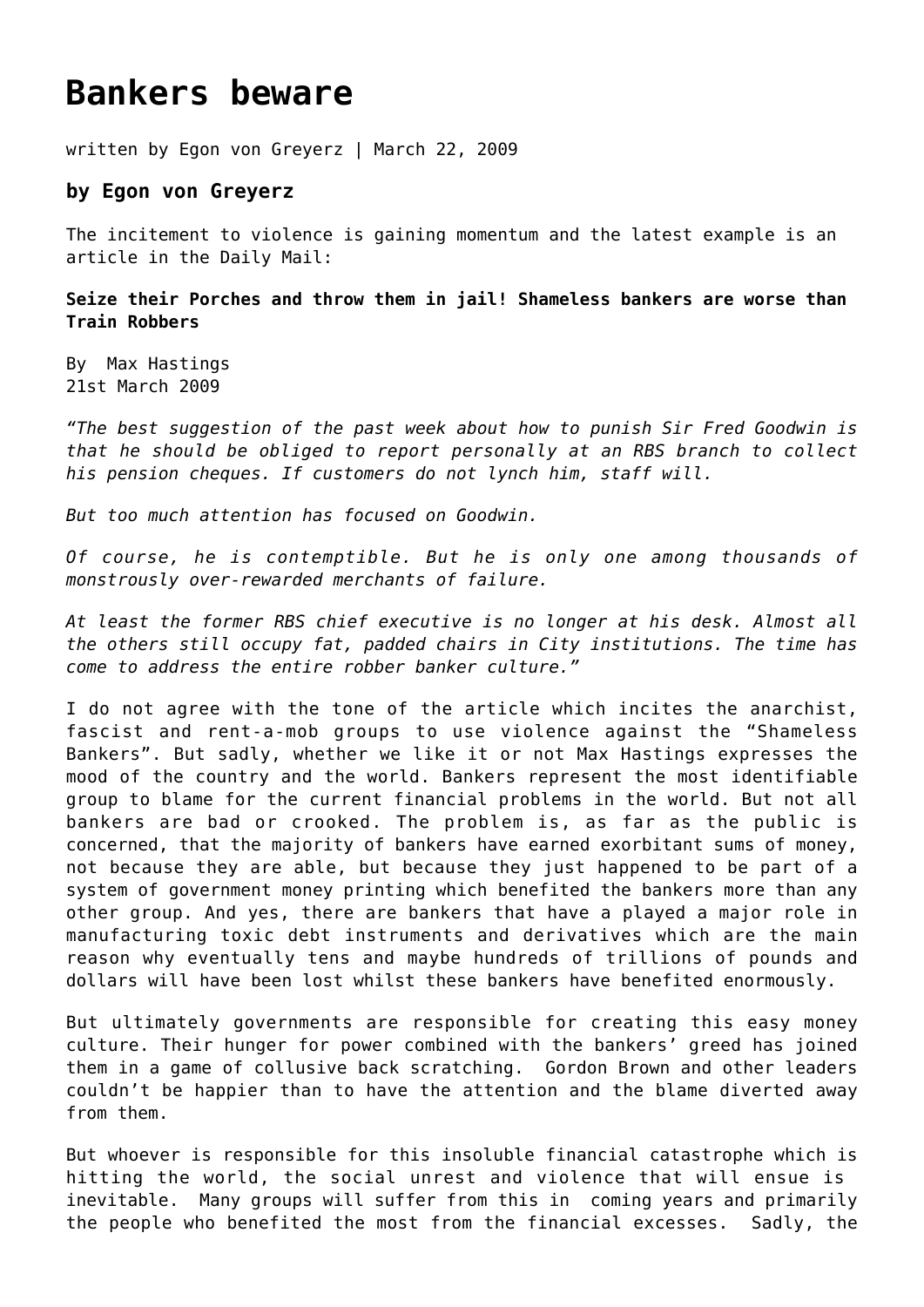# Bankers beware

written by Egon von Greyerz | March 22, 2009

### by Egon von Greyerz

The incitement to violence is gaining momentum and the latest example is an article in the Daily Mail:

**Seize their Porches and throw them in jail! Shameless bankers are worse than Train Robbers**

By Max Hastings
21st March 2009

*"The best suggestion of the past week about how to punish Sir Fred Goodwin is that he should be obliged to report personally at an RBS branch to collect his pension cheques. If customers do not lynch him, staff will.*

*But too much attention has focused on Goodwin.*

*Of course, he is contemptible. But he is only one among thousands of monstrously over-rewarded merchants of failure.*

*At least the former RBS chief executive is no longer at his desk. Almost all the others still occupy fat, padded chairs in City institutions. The time has come to address the entire robber banker culture."*

I do not agree with the tone of the article which incites the anarchist, fascist and rent-a-mob groups to use violence against the "Shameless Bankers". But sadly, whether we like it or not Max Hastings expresses the mood of the country and the world. Bankers represent the most identifiable group to blame for the current financial problems in the world. But not all bankers are bad or crooked. The problem is, as far as the public is concerned, that the majority of bankers have earned exorbitant sums of money, not because they are able, but because they just happened to be part of a system of government money printing which benefited the bankers more than any other group. And yes, there are bankers that have a played a major role in manufacturing toxic debt instruments and derivatives which are the main reason why eventually tens and maybe hundreds of trillions of pounds and dollars will have been lost whilst these bankers have benefited enormously.

But ultimately governments are responsible for creating this easy money culture. Their hunger for power combined with the bankers' greed has joined them in a game of collusive back scratching. Gordon Brown and other leaders couldn't be happier than to have the attention and the blame diverted away from them.

But whoever is responsible for this insoluble financial catastrophe which is hitting the world, the social unrest and violence that will ensue is inevitable. Many groups will suffer from this in coming years and primarily the people who benefited the most from the financial excesses. Sadly, the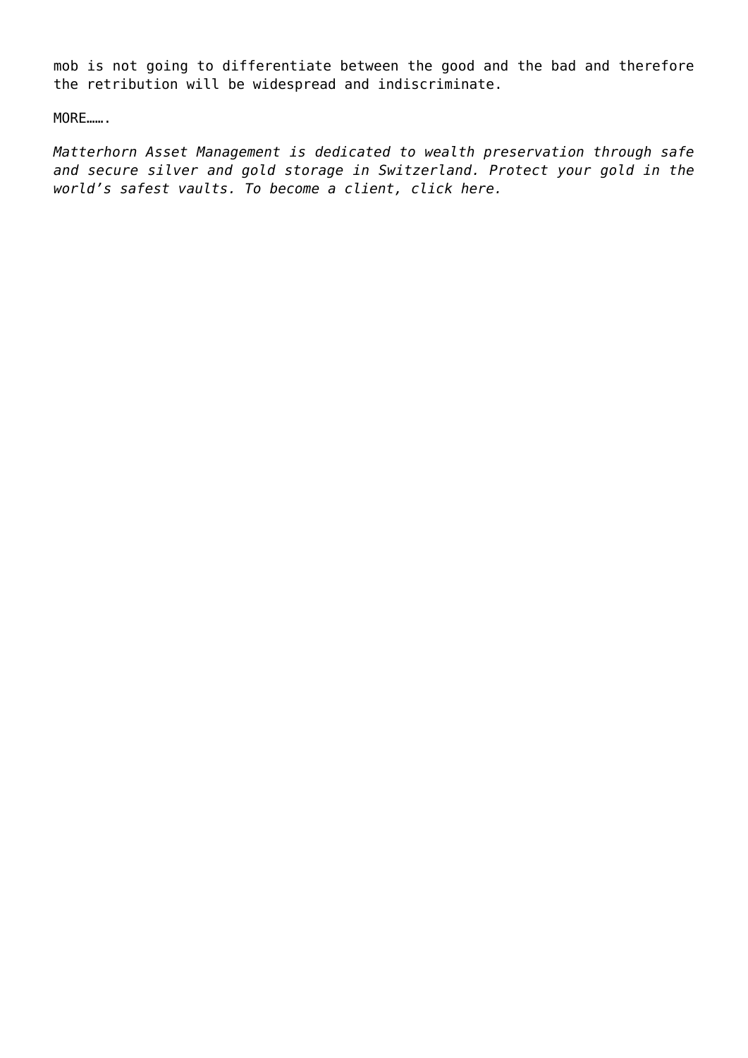mob is not going to differentiate between the good and the bad and therefore the retribution will be widespread and indiscriminate.

MORE…….

*Matterhorn Asset Management is dedicated to wealth preservation through safe and secure silver and gold storage in Switzerland. Protect your gold in the world's safest vaults. To become a client, click here.*